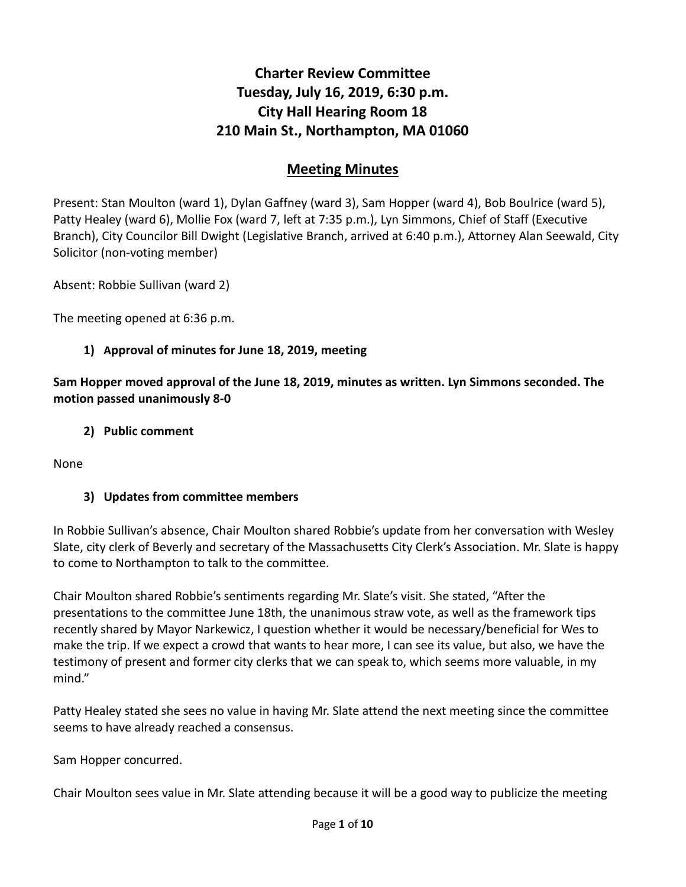# Charter Review Committee
# Tuesday, July 16, 2019, 6:30 p.m.
# City Hall Hearing Room 18
# 210 Main St., Northampton, MA 01060

## Meeting Minutes

Present: Stan Moulton (ward 1), Dylan Gaffney (ward 3), Sam Hopper (ward 4), Bob Boulrice (ward 5), Patty Healey (ward 6), Mollie Fox (ward 7, left at 7:35 p.m.), Lyn Simmons, Chief of Staff (Executive Branch), City Councilor Bill Dwight (Legislative Branch, arrived at 6:40 p.m.), Attorney Alan Seewald, City Solicitor (non-voting member)

Absent: Robbie Sullivan (ward 2)

The meeting opened at 6:36 p.m.

### 1) Approval of minutes for June 18, 2019, meeting

**Sam Hopper moved approval of the June 18, 2019, minutes as written. Lyn Simmons seconded. The motion passed unanimously 8-0**

### 2) Public comment

None

### 3) Updates from committee members

In Robbie Sullivan's absence, Chair Moulton shared Robbie's update from her conversation with Wesley Slate, city clerk of Beverly and secretary of the Massachusetts City Clerk's Association. Mr. Slate is happy to come to Northampton to talk to the committee.

Chair Moulton shared Robbie's sentiments regarding Mr. Slate's visit. She stated, "After the presentations to the committee June 18th, the unanimous straw vote, as well as the framework tips recently shared by Mayor Narkewicz, I question whether it would be necessary/beneficial for Wes to make the trip. If we expect a crowd that wants to hear more, I can see its value, but also, we have the testimony of present and former city clerks that we can speak to, which seems more valuable, in my mind."

Patty Healey stated she sees no value in having Mr. Slate attend the next meeting since the committee seems to have already reached a consensus.

Sam Hopper concurred.

Chair Moulton sees value in Mr. Slate attending because it will be a good way to publicize the meeting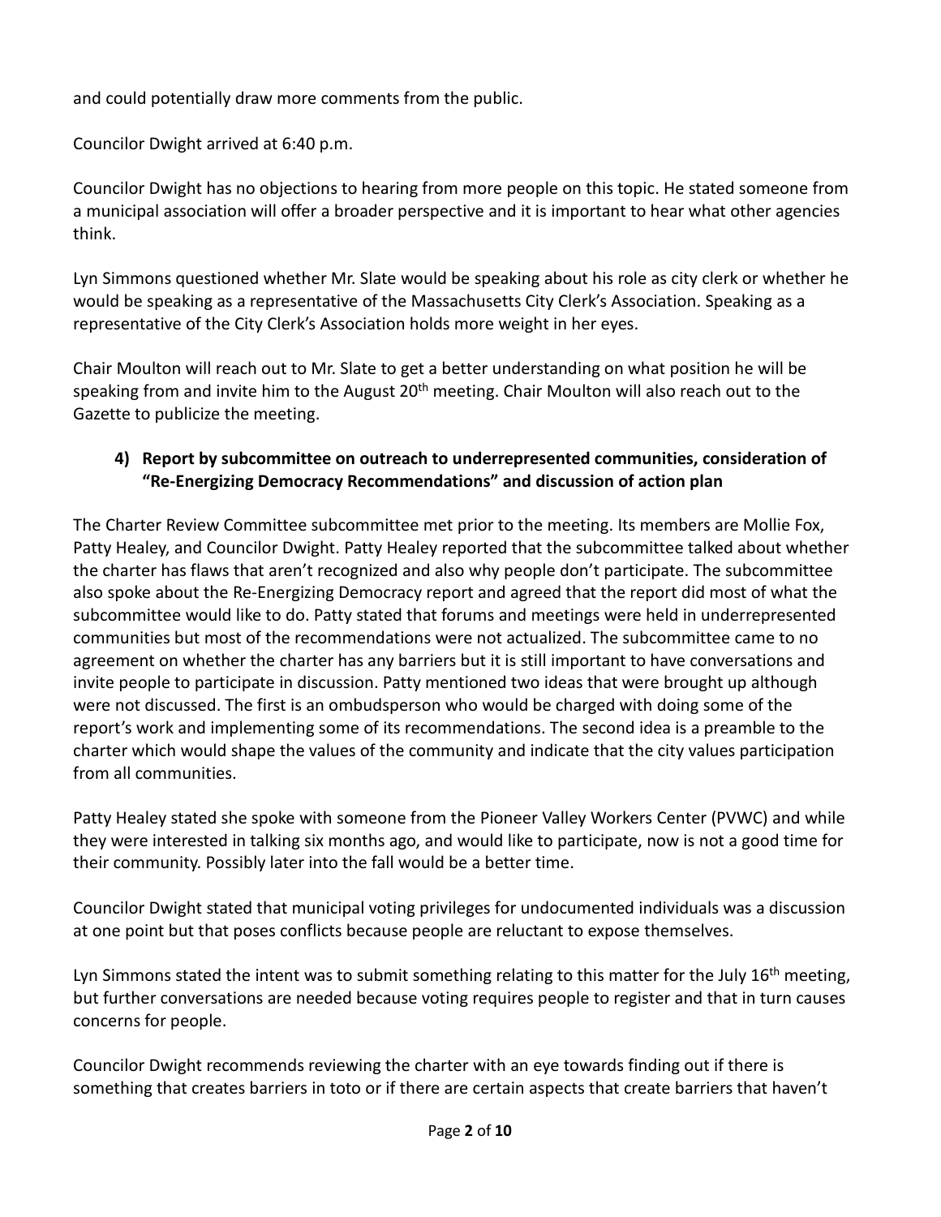and could potentially draw more comments from the public.

Councilor Dwight arrived at 6:40 p.m.

Councilor Dwight has no objections to hearing from more people on this topic. He stated someone from a municipal association will offer a broader perspective and it is important to hear what other agencies think.

Lyn Simmons questioned whether Mr. Slate would be speaking about his role as city clerk or whether he would be speaking as a representative of the Massachusetts City Clerk's Association. Speaking as a representative of the City Clerk's Association holds more weight in her eyes.

Chair Moulton will reach out to Mr. Slate to get a better understanding on what position he will be speaking from and invite him to the August 20th meeting. Chair Moulton will also reach out to the Gazette to publicize the meeting.

**4) Report by subcommittee on outreach to underrepresented communities, consideration of "Re-Energizing Democracy Recommendations" and discussion of action plan**

The Charter Review Committee subcommittee met prior to the meeting. Its members are Mollie Fox, Patty Healey, and Councilor Dwight. Patty Healey reported that the subcommittee talked about whether the charter has flaws that aren't recognized and also why people don't participate. The subcommittee also spoke about the Re-Energizing Democracy report and agreed that the report did most of what the subcommittee would like to do. Patty stated that forums and meetings were held in underrepresented communities but most of the recommendations were not actualized. The subcommittee came to no agreement on whether the charter has any barriers but it is still important to have conversations and invite people to participate in discussion. Patty mentioned two ideas that were brought up although were not discussed. The first is an ombudsperson who would be charged with doing some of the report's work and implementing some of its recommendations. The second idea is a preamble to the charter which would shape the values of the community and indicate that the city values participation from all communities.

Patty Healey stated she spoke with someone from the Pioneer Valley Workers Center (PVWC) and while they were interested in talking six months ago, and would like to participate, now is not a good time for their community. Possibly later into the fall would be a better time.

Councilor Dwight stated that municipal voting privileges for undocumented individuals was a discussion at one point but that poses conflicts because people are reluctant to expose themselves.

Lyn Simmons stated the intent was to submit something relating to this matter for the July 16th meeting, but further conversations are needed because voting requires people to register and that in turn causes concerns for people.

Councilor Dwight recommends reviewing the charter with an eye towards finding out if there is something that creates barriers in toto or if there are certain aspects that create barriers that haven't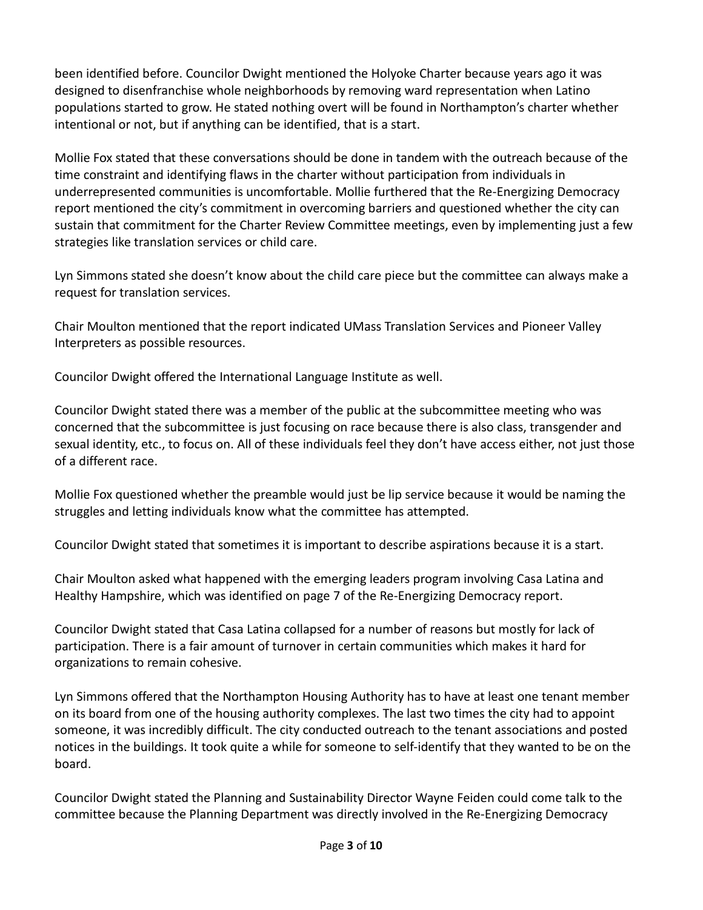been identified before. Councilor Dwight mentioned the Holyoke Charter because years ago it was designed to disenfranchise whole neighborhoods by removing ward representation when Latino populations started to grow. He stated nothing overt will be found in Northampton's charter whether intentional or not, but if anything can be identified, that is a start.

Mollie Fox stated that these conversations should be done in tandem with the outreach because of the time constraint and identifying flaws in the charter without participation from individuals in underrepresented communities is uncomfortable. Mollie furthered that the Re-Energizing Democracy report mentioned the city's commitment in overcoming barriers and questioned whether the city can sustain that commitment for the Charter Review Committee meetings, even by implementing just a few strategies like translation services or child care.

Lyn Simmons stated she doesn't know about the child care piece but the committee can always make a request for translation services.

Chair Moulton mentioned that the report indicated UMass Translation Services and Pioneer Valley Interpreters as possible resources.

Councilor Dwight offered the International Language Institute as well.

Councilor Dwight stated there was a member of the public at the subcommittee meeting who was concerned that the subcommittee is just focusing on race because there is also class, transgender and sexual identity, etc., to focus on. All of these individuals feel they don't have access either, not just those of a different race.

Mollie Fox questioned whether the preamble would just be lip service because it would be naming the struggles and letting individuals know what the committee has attempted.

Councilor Dwight stated that sometimes it is important to describe aspirations because it is a start.

Chair Moulton asked what happened with the emerging leaders program involving Casa Latina and Healthy Hampshire, which was identified on page 7 of the Re-Energizing Democracy report.

Councilor Dwight stated that Casa Latina collapsed for a number of reasons but mostly for lack of participation. There is a fair amount of turnover in certain communities which makes it hard for organizations to remain cohesive.

Lyn Simmons offered that the Northampton Housing Authority has to have at least one tenant member on its board from one of the housing authority complexes. The last two times the city had to appoint someone, it was incredibly difficult. The city conducted outreach to the tenant associations and posted notices in the buildings. It took quite a while for someone to self-identify that they wanted to be on the board.

Councilor Dwight stated the Planning and Sustainability Director Wayne Feiden could come talk to the committee because the Planning Department was directly involved in the Re-Energizing Democracy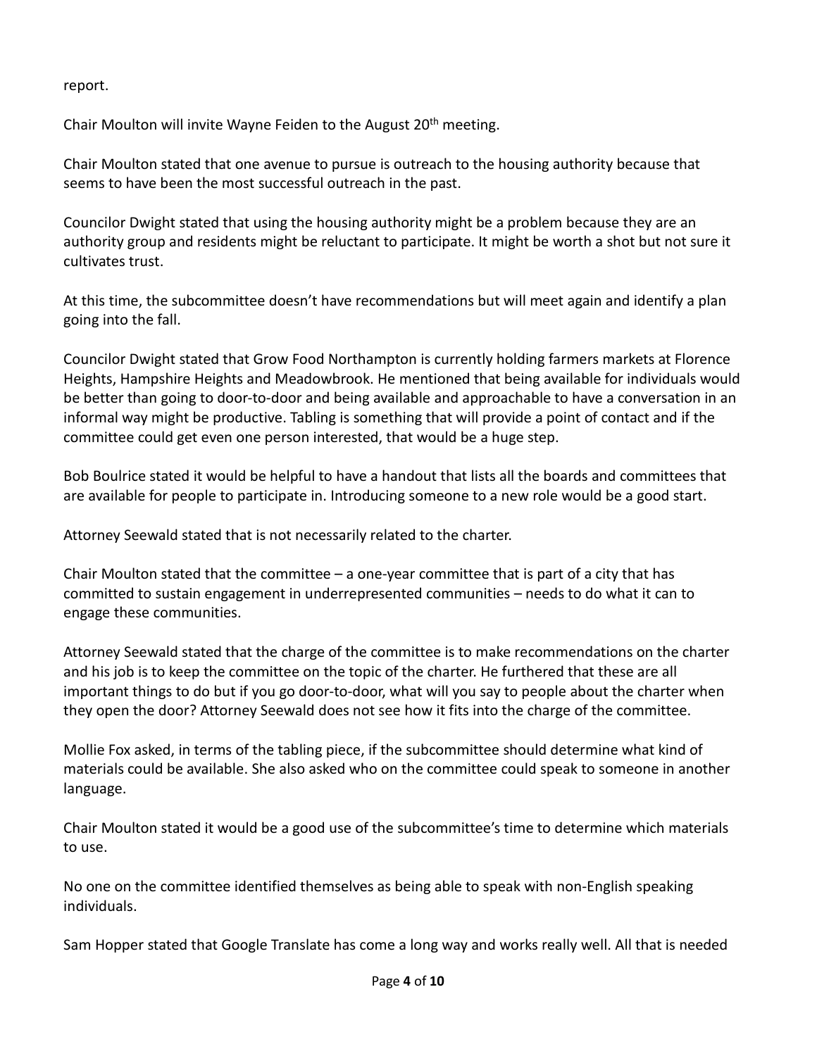report.

Chair Moulton will invite Wayne Feiden to the August 20th meeting.

Chair Moulton stated that one avenue to pursue is outreach to the housing authority because that seems to have been the most successful outreach in the past.

Councilor Dwight stated that using the housing authority might be a problem because they are an authority group and residents might be reluctant to participate. It might be worth a shot but not sure it cultivates trust.

At this time, the subcommittee doesn't have recommendations but will meet again and identify a plan going into the fall.

Councilor Dwight stated that Grow Food Northampton is currently holding farmers markets at Florence Heights, Hampshire Heights and Meadowbrook. He mentioned that being available for individuals would be better than going to door-to-door and being available and approachable to have a conversation in an informal way might be productive. Tabling is something that will provide a point of contact and if the committee could get even one person interested, that would be a huge step.

Bob Boulrice stated it would be helpful to have a handout that lists all the boards and committees that are available for people to participate in. Introducing someone to a new role would be a good start.

Attorney Seewald stated that is not necessarily related to the charter.

Chair Moulton stated that the committee – a one-year committee that is part of a city that has committed to sustain engagement in underrepresented communities – needs to do what it can to engage these communities.

Attorney Seewald stated that the charge of the committee is to make recommendations on the charter and his job is to keep the committee on the topic of the charter. He furthered that these are all important things to do but if you go door-to-door, what will you say to people about the charter when they open the door? Attorney Seewald does not see how it fits into the charge of the committee.

Mollie Fox asked, in terms of the tabling piece, if the subcommittee should determine what kind of materials could be available. She also asked who on the committee could speak to someone in another language.

Chair Moulton stated it would be a good use of the subcommittee's time to determine which materials to use.

No one on the committee identified themselves as being able to speak with non-English speaking individuals.

Sam Hopper stated that Google Translate has come a long way and works really well. All that is needed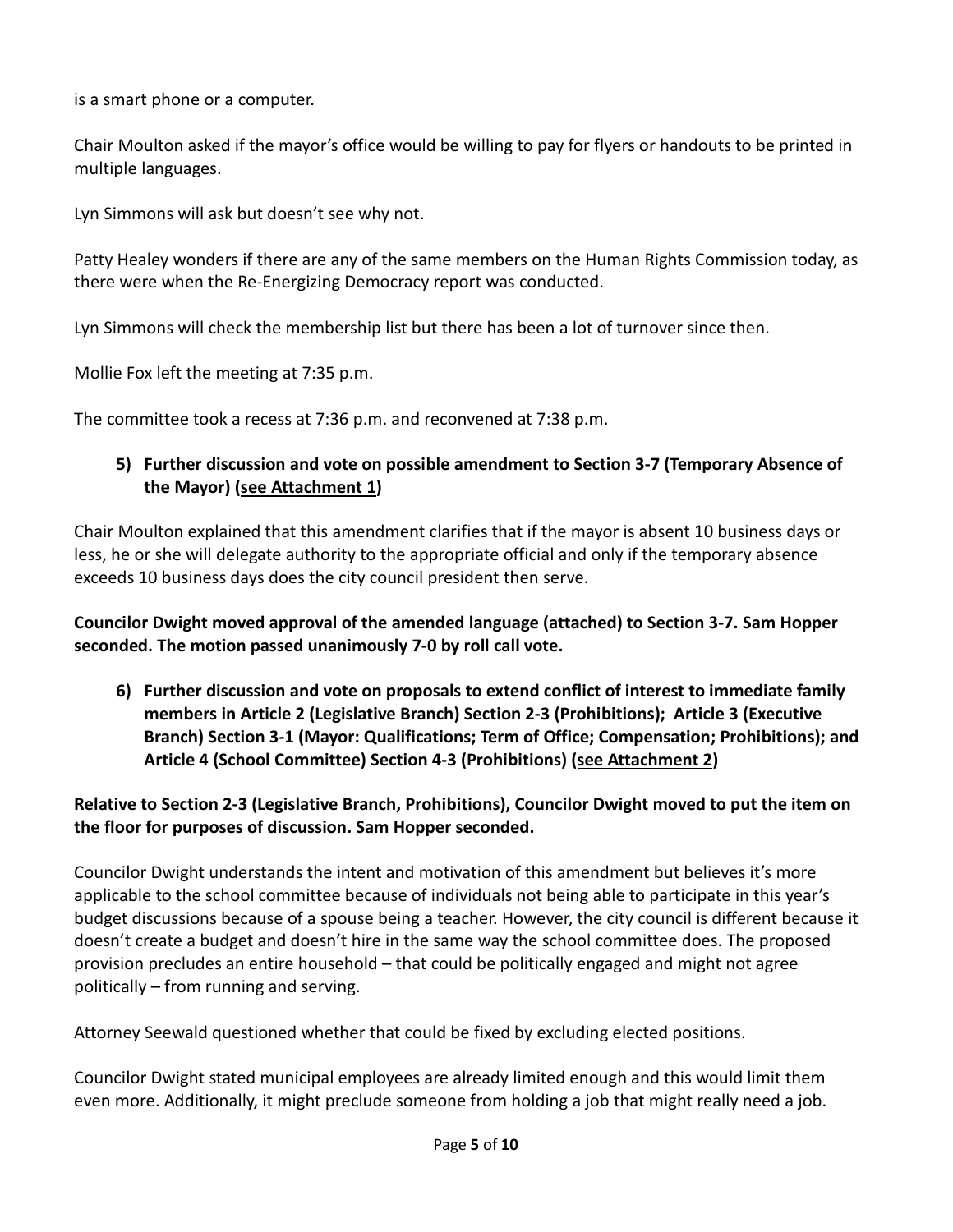is a smart phone or a computer.

Chair Moulton asked if the mayor's office would be willing to pay for flyers or handouts to be printed in multiple languages.

Lyn Simmons will ask but doesn't see why not.

Patty Healey wonders if there are any of the same members on the Human Rights Commission today, as there were when the Re-Energizing Democracy report was conducted.

Lyn Simmons will check the membership list but there has been a lot of turnover since then.

Mollie Fox left the meeting at 7:35 p.m.

The committee took a recess at 7:36 p.m. and reconvened at 7:38 p.m.

5) **Further discussion and vote on possible amendment to Section 3-7 (Temporary Absence of the Mayor) (see Attachment 1)**

Chair Moulton explained that this amendment clarifies that if the mayor is absent 10 business days or less, he or she will delegate authority to the appropriate official and only if the temporary absence exceeds 10 business days does the city council president then serve.

**Councilor Dwight moved approval of the amended language (attached) to Section 3-7. Sam Hopper seconded. The motion passed unanimously 7-0 by roll call vote.**

6) **Further discussion and vote on proposals to extend conflict of interest to immediate family members in Article 2 (Legislative Branch) Section 2-3 (Prohibitions); Article 3 (Executive Branch) Section 3-1 (Mayor: Qualifications; Term of Office; Compensation; Prohibitions); and Article 4 (School Committee) Section 4-3 (Prohibitions) (see Attachment 2)**

**Relative to Section 2-3 (Legislative Branch, Prohibitions), Councilor Dwight moved to put the item on the floor for purposes of discussion. Sam Hopper seconded.**

Councilor Dwight understands the intent and motivation of this amendment but believes it's more applicable to the school committee because of individuals not being able to participate in this year's budget discussions because of a spouse being a teacher. However, the city council is different because it doesn't create a budget and doesn't hire in the same way the school committee does. The proposed provision precludes an entire household – that could be politically engaged and might not agree politically – from running and serving.

Attorney Seewald questioned whether that could be fixed by excluding elected positions.

Councilor Dwight stated municipal employees are already limited enough and this would limit them even more. Additionally, it might preclude someone from holding a job that might really need a job.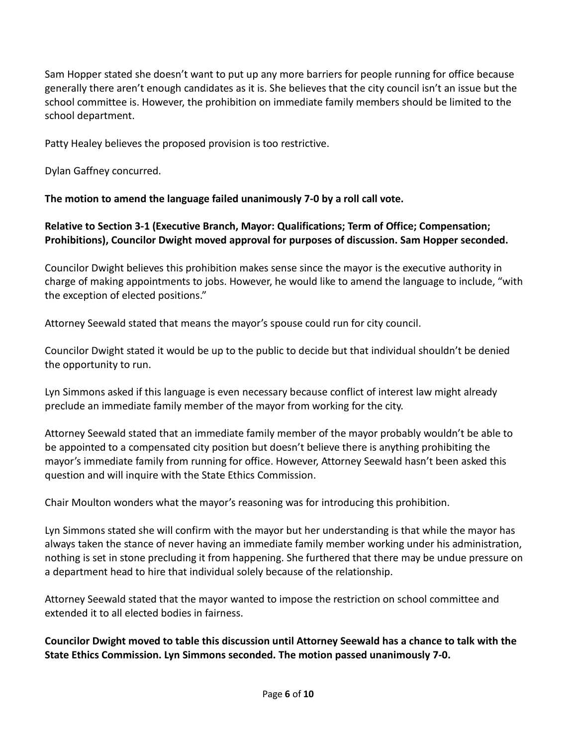Sam Hopper stated she doesn't want to put up any more barriers for people running for office because generally there aren't enough candidates as it is. She believes that the city council isn't an issue but the school committee is. However, the prohibition on immediate family members should be limited to the school department.

Patty Healey believes the proposed provision is too restrictive.

Dylan Gaffney concurred.

**The motion to amend the language failed unanimously 7-0 by a roll call vote.**

**Relative to Section 3-1 (Executive Branch, Mayor: Qualifications; Term of Office; Compensation; Prohibitions), Councilor Dwight moved approval for purposes of discussion. Sam Hopper seconded.**

Councilor Dwight believes this prohibition makes sense since the mayor is the executive authority in charge of making appointments to jobs. However, he would like to amend the language to include, "with the exception of elected positions."

Attorney Seewald stated that means the mayor's spouse could run for city council.

Councilor Dwight stated it would be up to the public to decide but that individual shouldn't be denied the opportunity to run.

Lyn Simmons asked if this language is even necessary because conflict of interest law might already preclude an immediate family member of the mayor from working for the city.

Attorney Seewald stated that an immediate family member of the mayor probably wouldn't be able to be appointed to a compensated city position but doesn't believe there is anything prohibiting the mayor's immediate family from running for office. However, Attorney Seewald hasn't been asked this question and will inquire with the State Ethics Commission.

Chair Moulton wonders what the mayor's reasoning was for introducing this prohibition.

Lyn Simmons stated she will confirm with the mayor but her understanding is that while the mayor has always taken the stance of never having an immediate family member working under his administration, nothing is set in stone precluding it from happening. She furthered that there may be undue pressure on a department head to hire that individual solely because of the relationship.

Attorney Seewald stated that the mayor wanted to impose the restriction on school committee and extended it to all elected bodies in fairness.

**Councilor Dwight moved to table this discussion until Attorney Seewald has a chance to talk with the State Ethics Commission. Lyn Simmons seconded. The motion passed unanimously 7-0.**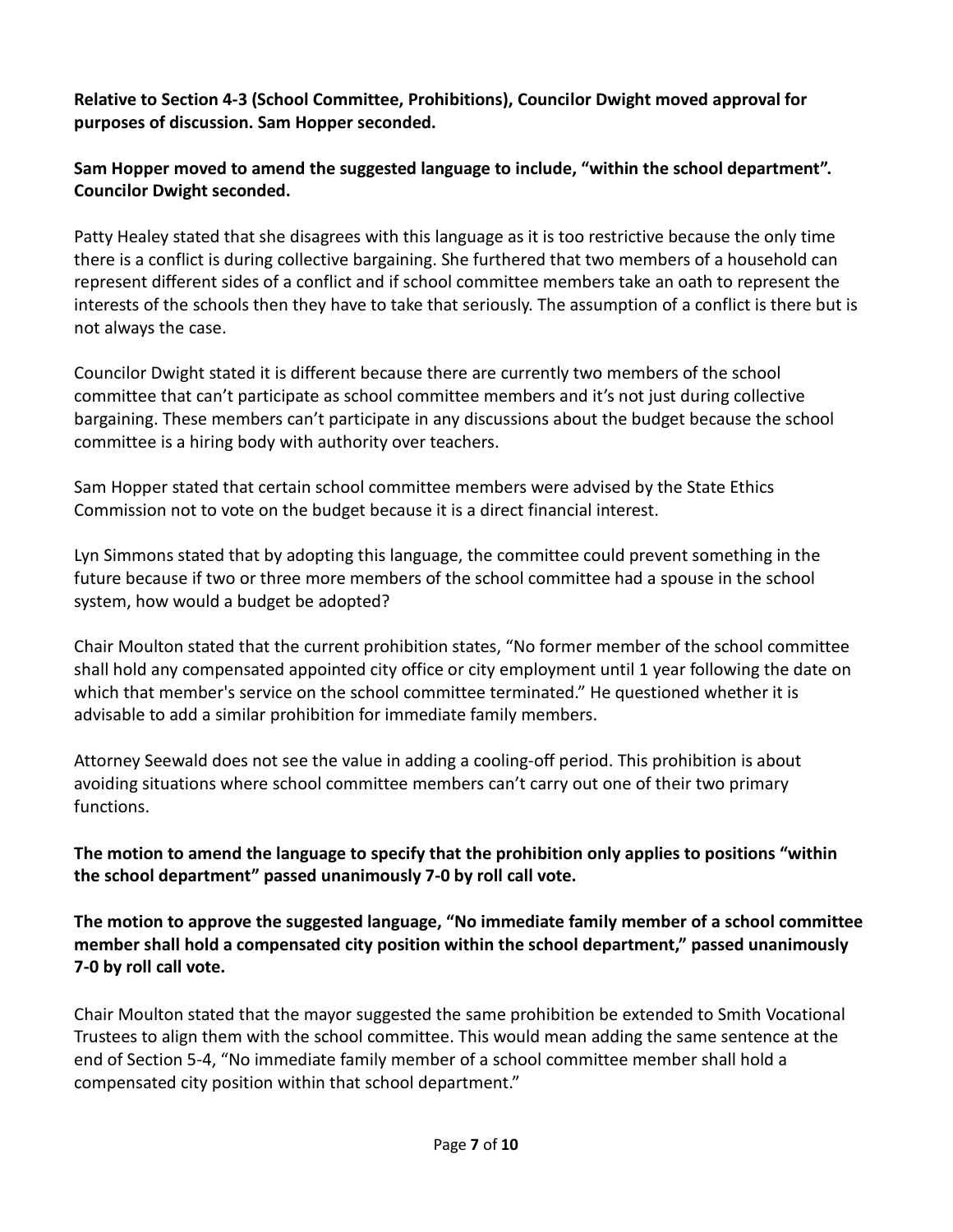**Relative to Section 4-3 (School Committee, Prohibitions), Councilor Dwight moved approval for purposes of discussion. Sam Hopper seconded.**

**Sam Hopper moved to amend the suggested language to include, "within the school department". Councilor Dwight seconded.**

Patty Healey stated that she disagrees with this language as it is too restrictive because the only time there is a conflict is during collective bargaining. She furthered that two members of a household can represent different sides of a conflict and if school committee members take an oath to represent the interests of the schools then they have to take that seriously. The assumption of a conflict is there but is not always the case.

Councilor Dwight stated it is different because there are currently two members of the school committee that can't participate as school committee members and it's not just during collective bargaining. These members can't participate in any discussions about the budget because the school committee is a hiring body with authority over teachers.

Sam Hopper stated that certain school committee members were advised by the State Ethics Commission not to vote on the budget because it is a direct financial interest.

Lyn Simmons stated that by adopting this language, the committee could prevent something in the future because if two or three more members of the school committee had a spouse in the school system, how would a budget be adopted?

Chair Moulton stated that the current prohibition states, "No former member of the school committee shall hold any compensated appointed city office or city employment until 1 year following the date on which that member's service on the school committee terminated." He questioned whether it is advisable to add a similar prohibition for immediate family members.

Attorney Seewald does not see the value in adding a cooling-off period. This prohibition is about avoiding situations where school committee members can't carry out one of their two primary functions.

**The motion to amend the language to specify that the prohibition only applies to positions "within the school department" passed unanimously 7-0 by roll call vote.**

**The motion to approve the suggested language, "No immediate family member of a school committee member shall hold a compensated city position within the school department," passed unanimously 7-0 by roll call vote.**

Chair Moulton stated that the mayor suggested the same prohibition be extended to Smith Vocational Trustees to align them with the school committee. This would mean adding the same sentence at the end of Section 5-4, "No immediate family member of a school committee member shall hold a compensated city position within that school department."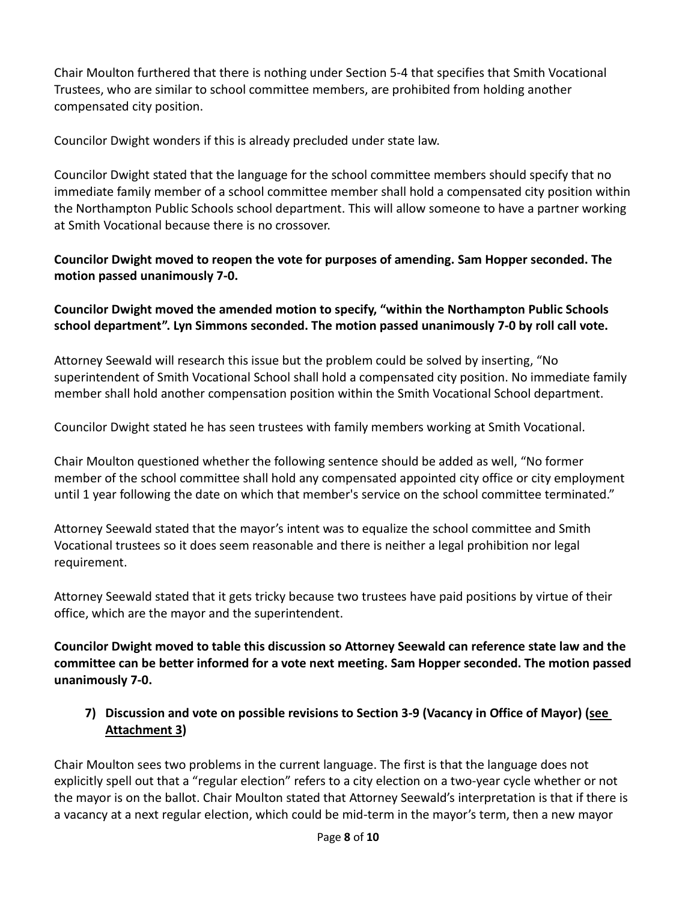Chair Moulton furthered that there is nothing under Section 5-4 that specifies that Smith Vocational Trustees, who are similar to school committee members, are prohibited from holding another compensated city position.

Councilor Dwight wonders if this is already precluded under state law.

Councilor Dwight stated that the language for the school committee members should specify that no immediate family member of a school committee member shall hold a compensated city position within the Northampton Public Schools school department. This will allow someone to have a partner working at Smith Vocational because there is no crossover.

**Councilor Dwight moved to reopen the vote for purposes of amending. Sam Hopper seconded. The motion passed unanimously 7-0.**

**Councilor Dwight moved the amended motion to specify, "within the Northampton Public Schools school department". Lyn Simmons seconded. The motion passed unanimously 7-0 by roll call vote.**

Attorney Seewald will research this issue but the problem could be solved by inserting, "No superintendent of Smith Vocational School shall hold a compensated city position. No immediate family member shall hold another compensation position within the Smith Vocational School department.

Councilor Dwight stated he has seen trustees with family members working at Smith Vocational.

Chair Moulton questioned whether the following sentence should be added as well, "No former member of the school committee shall hold any compensated appointed city office or city employment until 1 year following the date on which that member's service on the school committee terminated."

Attorney Seewald stated that the mayor's intent was to equalize the school committee and Smith Vocational trustees so it does seem reasonable and there is neither a legal prohibition nor legal requirement.

Attorney Seewald stated that it gets tricky because two trustees have paid positions by virtue of their office, which are the mayor and the superintendent.

**Councilor Dwight moved to table this discussion so Attorney Seewald can reference state law and the committee can be better informed for a vote next meeting. Sam Hopper seconded. The motion passed unanimously 7-0.**

### 7) Discussion and vote on possible revisions to Section 3-9 (Vacancy in Office of Mayor) (see Attachment 3)

Chair Moulton sees two problems in the current language. The first is that the language does not explicitly spell out that a "regular election" refers to a city election on a two-year cycle whether or not the mayor is on the ballot. Chair Moulton stated that Attorney Seewald's interpretation is that if there is a vacancy at a next regular election, which could be mid-term in the mayor's term, then a new mayor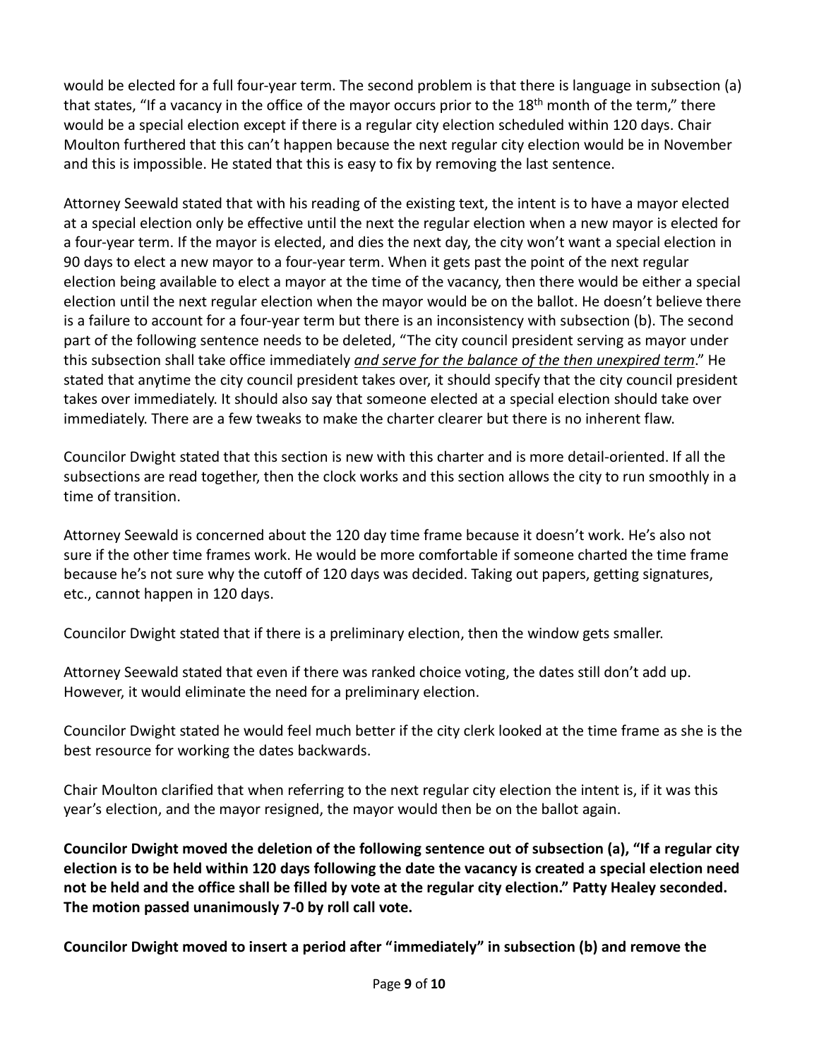would be elected for a full four-year term. The second problem is that there is language in subsection (a) that states, "If a vacancy in the office of the mayor occurs prior to the 18th month of the term," there would be a special election except if there is a regular city election scheduled within 120 days. Chair Moulton furthered that this can't happen because the next regular city election would be in November and this is impossible. He stated that this is easy to fix by removing the last sentence.

Attorney Seewald stated that with his reading of the existing text, the intent is to have a mayor elected at a special election only be effective until the next the regular election when a new mayor is elected for a four-year term. If the mayor is elected, and dies the next day, the city won't want a special election in 90 days to elect a new mayor to a four-year term. When it gets past the point of the next regular election being available to elect a mayor at the time of the vacancy, then there would be either a special election until the next regular election when the mayor would be on the ballot. He doesn't believe there is a failure to account for a four-year term but there is an inconsistency with subsection (b). The second part of the following sentence needs to be deleted, "The city council president serving as mayor under this subsection shall take office immediately ***and serve for the balance of the then unexpired term***." He stated that anytime the city council president takes over, it should specify that the city council president takes over immediately. It should also say that someone elected at a special election should take over immediately. There are a few tweaks to make the charter clearer but there is no inherent flaw.

Councilor Dwight stated that this section is new with this charter and is more detail-oriented. If all the subsections are read together, then the clock works and this section allows the city to run smoothly in a time of transition.

Attorney Seewald is concerned about the 120 day time frame because it doesn't work. He's also not sure if the other time frames work. He would be more comfortable if someone charted the time frame because he's not sure why the cutoff of 120 days was decided. Taking out papers, getting signatures, etc., cannot happen in 120 days.

Councilor Dwight stated that if there is a preliminary election, then the window gets smaller.

Attorney Seewald stated that even if there was ranked choice voting, the dates still don't add up. However, it would eliminate the need for a preliminary election.

Councilor Dwight stated he would feel much better if the city clerk looked at the time frame as she is the best resource for working the dates backwards.

Chair Moulton clarified that when referring to the next regular city election the intent is, if it was this year's election, and the mayor resigned, the mayor would then be on the ballot again.

**Councilor Dwight moved the deletion of the following sentence out of subsection (a), "If a regular city election is to be held within 120 days following the date the vacancy is created a special election need not be held and the office shall be filled by vote at the regular city election." Patty Healey seconded. The motion passed unanimously 7-0 by roll call vote.**

**Councilor Dwight moved to insert a period after "immediately" in subsection (b) and remove the**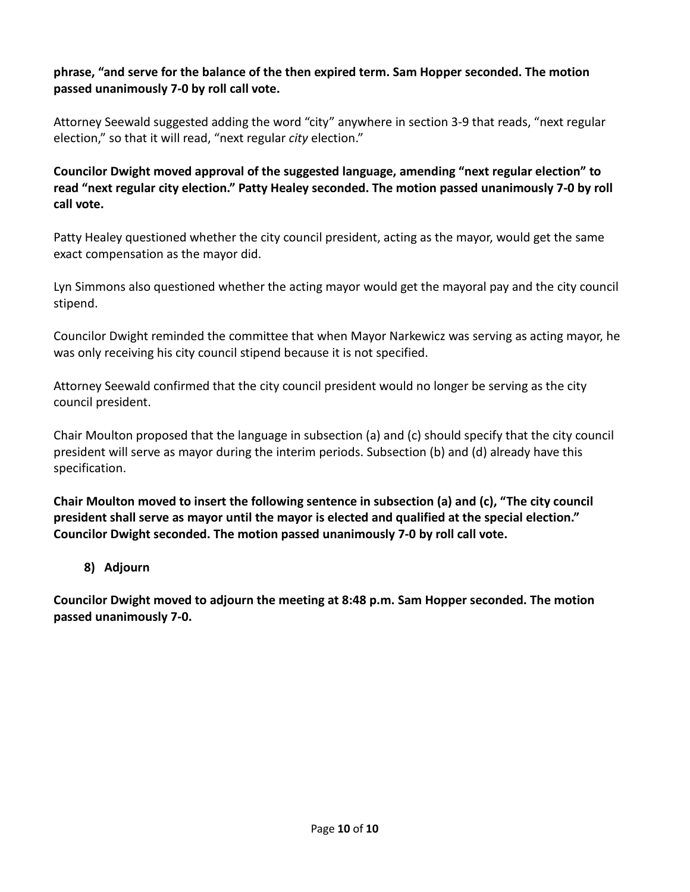**phrase, "and serve for the balance of the then expired term. Sam Hopper seconded. The motion passed unanimously 7-0 by roll call vote.**

Attorney Seewald suggested adding the word "city" anywhere in section 3-9 that reads, "next regular election," so that it will read, "next regular *city* election."

**Councilor Dwight moved approval of the suggested language, amending "next regular election" to read "next regular city election." Patty Healey seconded. The motion passed unanimously 7-0 by roll call vote.**

Patty Healey questioned whether the city council president, acting as the mayor, would get the same exact compensation as the mayor did.

Lyn Simmons also questioned whether the acting mayor would get the mayoral pay and the city council stipend.

Councilor Dwight reminded the committee that when Mayor Narkewicz was serving as acting mayor, he was only receiving his city council stipend because it is not specified.

Attorney Seewald confirmed that the city council president would no longer be serving as the city council president.

Chair Moulton proposed that the language in subsection (a) and (c) should specify that the city council president will serve as mayor during the interim periods. Subsection (b) and (d) already have this specification.

**Chair Moulton moved to insert the following sentence in subsection (a) and (c), "The city council president shall serve as mayor until the mayor is elected and qualified at the special election." Councilor Dwight seconded. The motion passed unanimously 7-0 by roll call vote.**

**8) Adjourn**

**Councilor Dwight moved to adjourn the meeting at 8:48 p.m. Sam Hopper seconded. The motion passed unanimously 7-0.**